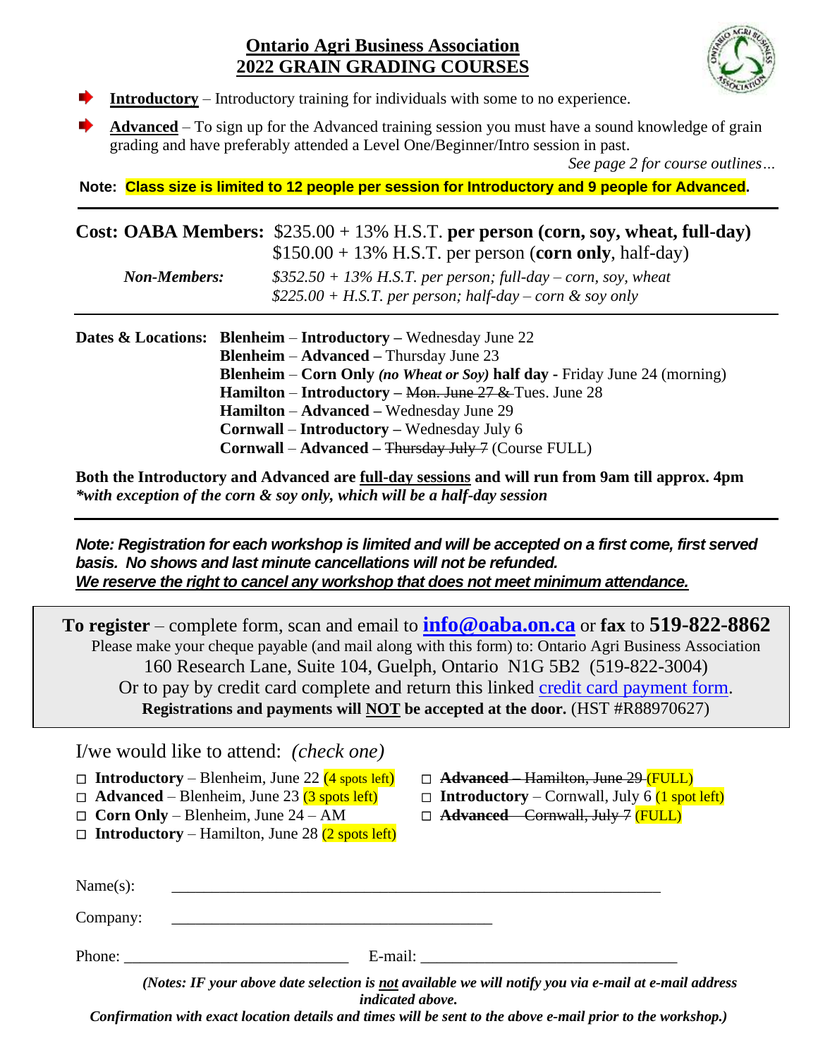# Ontario Agri Business Association
# 2022 GRAIN GRADING COURSES

- **Introductory** – Introductory training for individuals with some to no experience.
- **Advanced** – To sign up for the Advanced training session you must have a sound knowledge of grain grading and have preferably attended a Level One/Beginner/Intro session in past.

*See page 2 for course outlines…*

**Note: Class size is limited to 12 people per session for Introductory and 9 people for Advanced.**

---

**Cost: OABA Members:** $235.00 + 13% H.S.T. **per person (corn, soy, wheat, full-day)**
$150.00 + 13% H.S.T. per person (**corn only**, half-day)

***Non-Members:*** *$352.50 + 13% H.S.T. per person; full-day – corn, soy, wheat*
*$225.00 + H.S.T. per person; half-day – corn & soy only*

---

**Dates & Locations:**
- **Blenheim** – **Introductory –** Wednesday June 22
- **Blenheim** – **Advanced –** Thursday June 23
- **Blenheim** – **Corn Only** ***(no Wheat or Soy)*** **half day -** Friday June 24 (morning)
- **Hamilton** – **Introductory –** ~~Mon. June 27 &~~ Tues. June 28
- **Hamilton** – **Advanced –** Wednesday June 29
- **Cornwall** – **Introductory –** Wednesday July 6
- **Cornwall** – **Advanced –** ~~Thursday July 7~~ (Course FULL)

**Both the Introductory and Advanced are full-day sessions and will run from 9am till approx. 4pm**
***\*with exception of the corn & soy only, which will be a half-day session***

---

***Note: Registration for each workshop is limited and will be accepted on a first come, first served basis. No shows and last minute cancellations will not be refunded.***
***We reserve the right to cancel any workshop that does not meet minimum attendance.***

**To register** – complete form, scan and email to **info@oaba.on.ca** or **fax** to **519-822-8862**
Please make your cheque payable (and mail along with this form) to: Ontario Agri Business Association
160 Research Lane, Suite 104, Guelph, Ontario N1G 5B2 (519-822-3004)
Or to pay by credit card complete and return this linked credit card payment form.
**Registrations and payments will NOT be accepted at the door.** (HST #R88970627)

I/we would like to attend: *(check one)*

- ☐ **Introductory** – Blenheim, June 22 (4 spots left)
- ☐ **Advanced** – Blenheim, June 23 (3 spots left)
- ☐ **Corn Only** – Blenheim, June 24 – AM
- ☐ **Introductory** – Hamilton, June 28 (2 spots left)
- ☐ ~~**Advanced** – Hamilton, June 29~~ (FULL)
- ☐ **Introductory** – Cornwall, July 6 (1 spot left)
- ☐ ~~**Advanced** – Cornwall, July 7~~ (FULL)

Name(s): ____________________________________________

Company: ______________________________

Phone: ____________________ E-mail: ______________________

***(Notes: IF your above date selection is not available we will notify you via e-mail at e-mail address indicated above.***
***Confirmation with exact location details and times will be sent to the above e-mail prior to the workshop.)***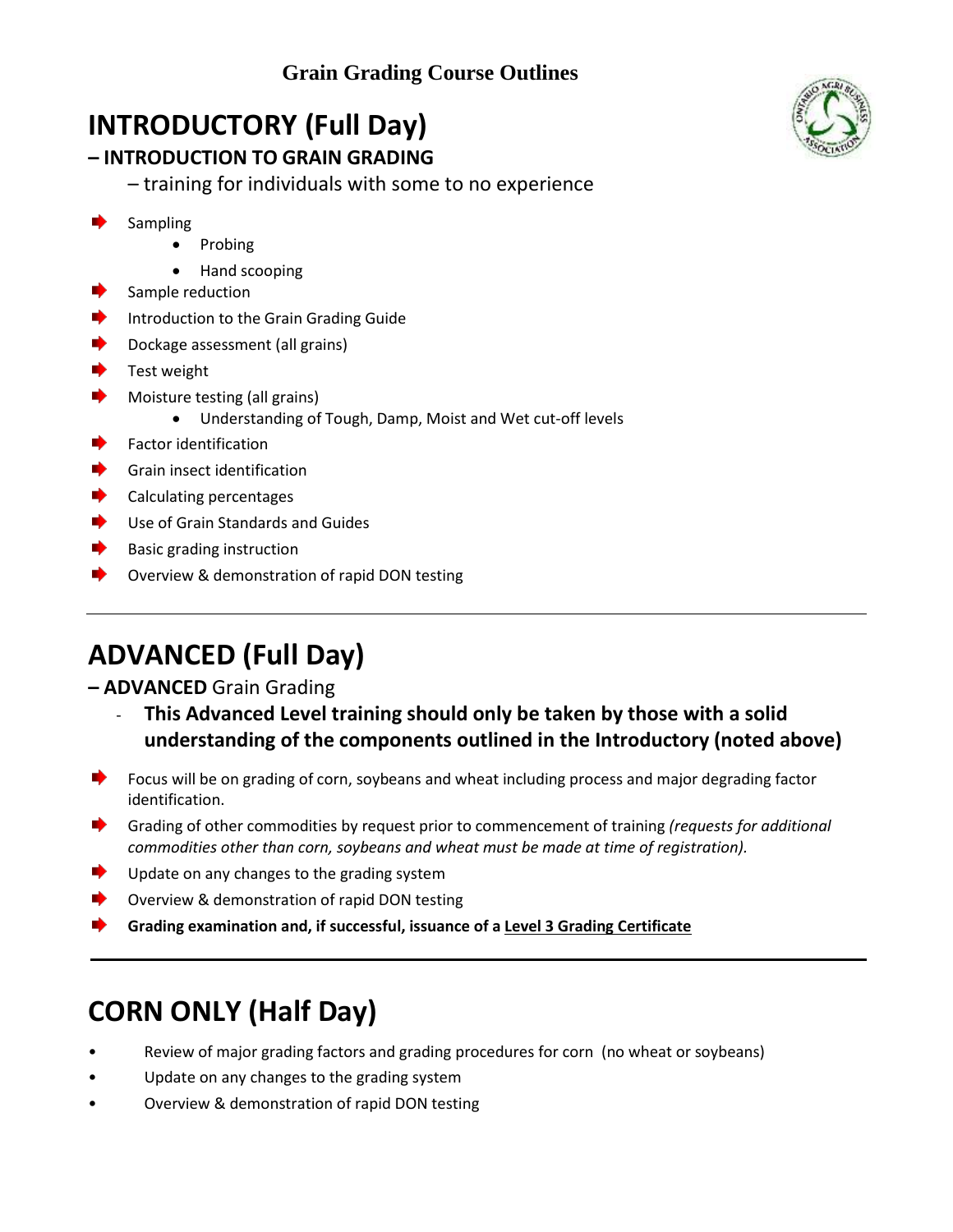**Grain Grading Course Outlines**

# INTRODUCTORY (Full Day)

## – INTRODUCTION TO GRAIN GRADING

– training for individuals with some to no experience

- Sampling
  - Probing
  - Hand scooping
- Sample reduction
- Introduction to the Grain Grading Guide
- Dockage assessment (all grains)
- Test weight
- Moisture testing (all grains)
  - Understanding of Tough, Damp, Moist and Wet cut-off levels
- Factor identification
- Grain insect identification
- Calculating percentages
- Use of Grain Standards and Guides
- Basic grading instruction
- Overview & demonstration of rapid DON testing

---

# ADVANCED (Full Day)

## – ADVANCED Grain Grading

- **This Advanced Level training should only be taken by those with a solid understanding of the components outlined in the Introductory (noted above)**

- Focus will be on grading of corn, soybeans and wheat including process and major degrading factor identification.
- Grading of other commodities by request prior to commencement of training *(requests for additional commodities other than corn, soybeans and wheat must be made at time of registration).*
- Update on any changes to the grading system
- Overview & demonstration of rapid DON testing
- **Grading examination and, if successful, issuance of a Level 3 Grading Certificate**

---

# CORN ONLY (Half Day)

- Review of major grading factors and grading procedures for corn (no wheat or soybeans)
- Update on any changes to the grading system
- Overview & demonstration of rapid DON testing